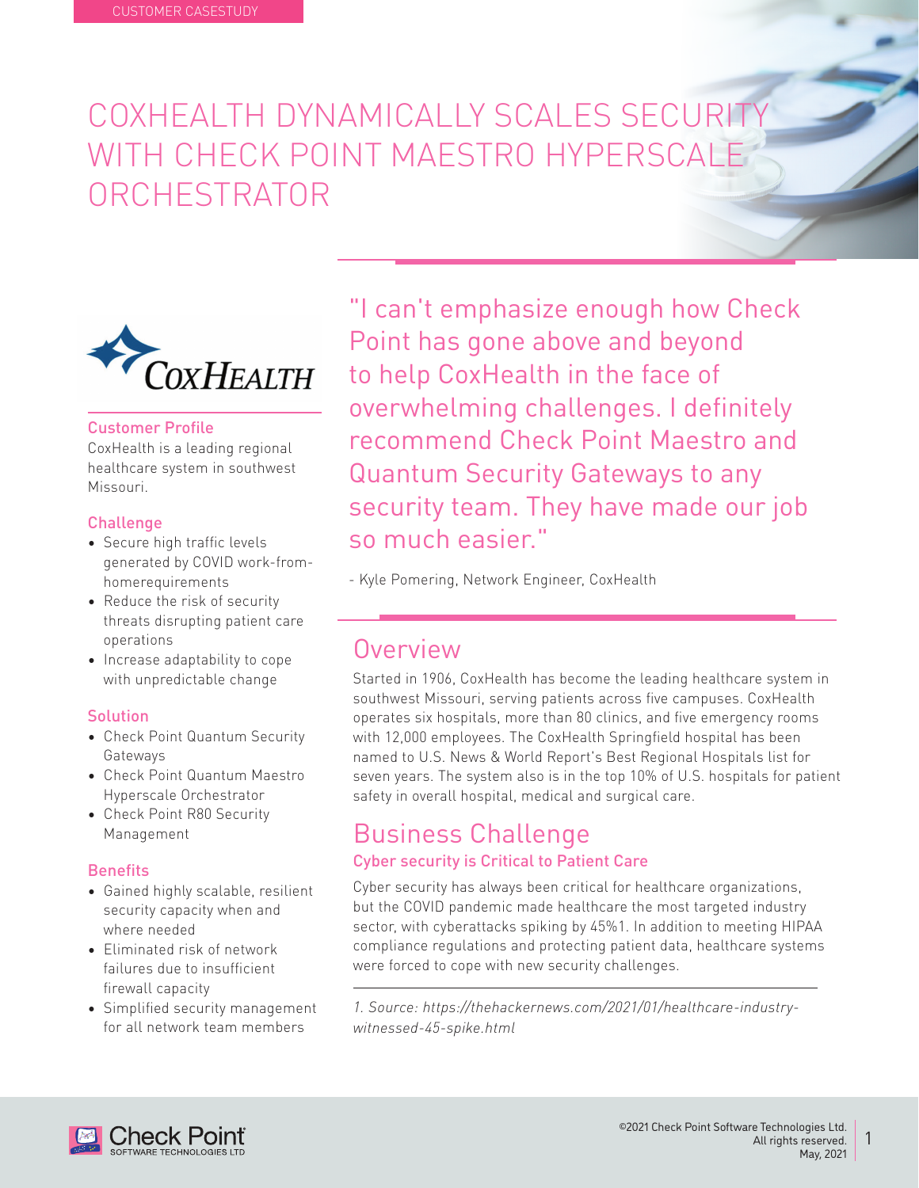CUSTOMER CASESTUDY

# COXHEALTH DYNAMICALLY SCALES SECURITY WITH CHECK POINT MAESTRO HYPERSCALE ORCHESTRATOR

### Customer Profile

CoxHealth is a leading regional healthcare system in southwest Missouri.

### Challenge

- Secure high traffic levels generated by COVID work-from-homerequirements
- Reduce the risk of security threats disrupting patient care operations
- Increase adaptability to cope with unpredictable change

### Solution

- Check Point Quantum Security Gateways
- Check Point Quantum Maestro Hyperscale Orchestrator
- Check Point R80 Security Management

### Benefits

- Gained highly scalable, resilient security capacity when and where needed
- Eliminated risk of network failures due to insufficient firewall capacity
- Simplified security management for all network team members

"I can't emphasize enough how Check Point has gone above and beyond to help CoxHealth in the face of overwhelming challenges. I definitely recommend Check Point Maestro and Quantum Security Gateways to any security team. They have made our job so much easier."

\- Kyle Pomering, Network Engineer, CoxHealth

## Overview

Started in 1906, CoxHealth has become the leading healthcare system in southwest Missouri, serving patients across five campuses. CoxHealth operates six hospitals, more than 80 clinics, and five emergency rooms with 12,000 employees. The CoxHealth Springfield hospital has been named to U.S. News & World Report's Best Regional Hospitals list for seven years. The system also is in the top 10% of U.S. hospitals for patient safety in overall hospital, medical and surgical care.

## Business Challenge

### Cyber security is Critical to Patient Care

Cyber security has always been critical for healthcare organizations, but the COVID pandemic made healthcare the most targeted industry sector, with cyberattacks spiking by 45%[1]. In addition to meeting HIPAA compliance regulations and protecting patient data, healthcare systems were forced to cope with new security challenges.

*1. Source: https://thehackernews.com/2021/01/healthcare-industry-witnessed-45-spike.html*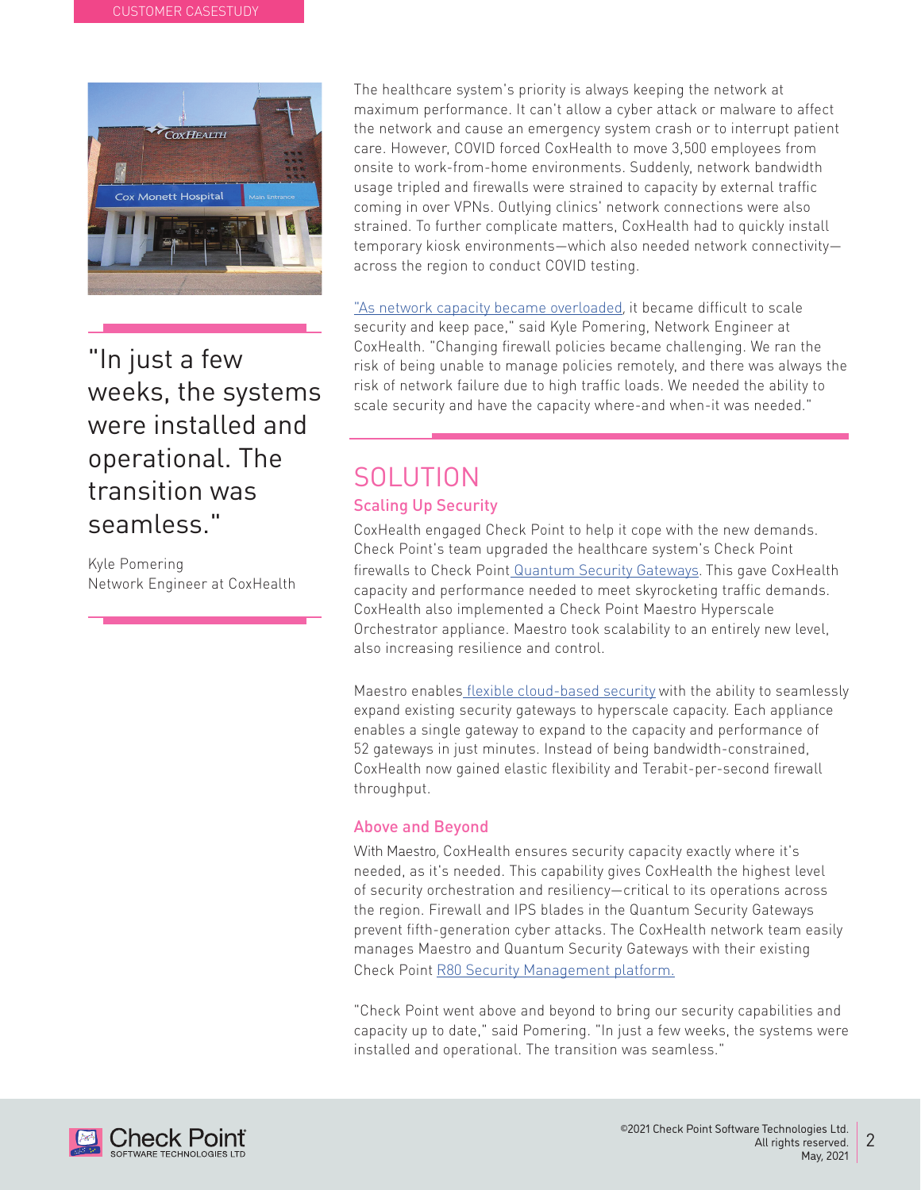"In just a few weeks, the systems were installed and operational. The transition was seamless."

Kyle Pomering
Network Engineer at CoxHealth

The healthcare system's priority is always keeping the network at maximum performance. It can't allow a cyber attack or malware to affect the network and cause an emergency system crash or to interrupt patient care. However, COVID forced CoxHealth to move 3,500 employees from onsite to work-from-home environments. Suddenly, network bandwidth usage tripled and firewalls were strained to capacity by external traffic coming in over VPNs. Outlying clinics' network connections were also strained. To further complicate matters, CoxHealth had to quickly install temporary kiosk environments—which also needed network connectivity—across the region to conduct COVID testing.

"As network capacity became overloaded, it became difficult to scale security and keep pace," said Kyle Pomering, Network Engineer at CoxHealth. "Changing firewall policies became challenging. We ran the risk of being unable to manage policies remotely, and there was always the risk of network failure due to high traffic loads. We needed the ability to scale security and have the capacity where-and when-it was needed."

# SOLUTION

## Scaling Up Security

CoxHealth engaged Check Point to help it cope with the new demands. Check Point's team upgraded the healthcare system's Check Point firewalls to Check Point Quantum Security Gateways. This gave CoxHealth capacity and performance needed to meet skyrocketing traffic demands. CoxHealth also implemented a Check Point Maestro Hyperscale Orchestrator appliance. Maestro took scalability to an entirely new level, also increasing resilience and control.

Maestro enables flexible cloud-based security with the ability to seamlessly expand existing security gateways to hyperscale capacity. Each appliance enables a single gateway to expand to the capacity and performance of 52 gateways in just minutes. Instead of being bandwidth-constrained, CoxHealth now gained elastic flexibility and Terabit-per-second firewall throughput.

## Above and Beyond

With Maestro, CoxHealth ensures security capacity exactly where it's needed, as it's needed. This capability gives CoxHealth the highest level of security orchestration and resiliency—critical to its operations across the region. Firewall and IPS blades in the Quantum Security Gateways prevent fifth-generation cyber attacks. The CoxHealth network team easily manages Maestro and Quantum Security Gateways with their existing Check Point R80 Security Management platform.

"Check Point went above and beyond to bring our security capabilities and capacity up to date," said Pomering. "In just a few weeks, the systems were installed and operational. The transition was seamless."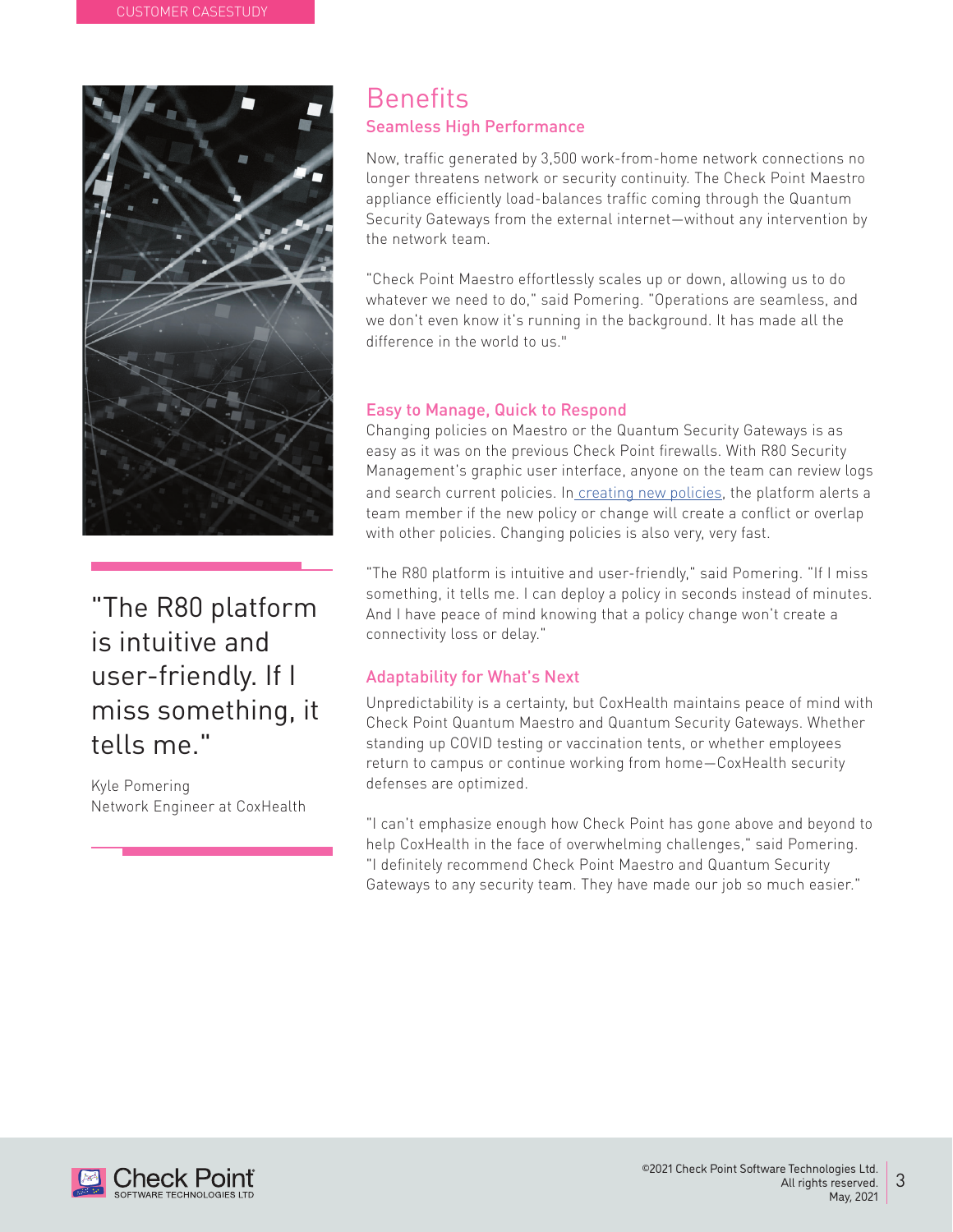## Benefits

### Seamless High Performance

Now, traffic generated by 3,500 work-from-home network connections no longer threatens network or security continuity. The Check Point Maestro appliance efficiently load-balances traffic coming through the Quantum Security Gateways from the external internet—without any intervention by the network team.

"Check Point Maestro effortlessly scales up or down, allowing us to do whatever we need to do," said Pomering. "Operations are seamless, and we don't even know it's running in the background. It has made all the difference in the world to us."

### Easy to Manage, Quick to Respond

Changing policies on Maestro or the Quantum Security Gateways is as easy as it was on the previous Check Point firewalls. With R80 Security Management's graphic user interface, anyone on the team can review logs and search current policies. In creating new policies, the platform alerts a team member if the new policy or change will create a conflict or overlap with other policies. Changing policies is also very, very fast.

"The R80 platform is intuitive and user-friendly," said Pomering. "If I miss something, it tells me. I can deploy a policy in seconds instead of minutes. And I have peace of mind knowing that a policy change won't create a connectivity loss or delay."

### Adaptability for What's Next

Unpredictability is a certainty, but CoxHealth maintains peace of mind with Check Point Quantum Maestro and Quantum Security Gateways. Whether standing up COVID testing or vaccination tents, or whether employees return to campus or continue working from home—CoxHealth security defenses are optimized.

"I can't emphasize enough how Check Point has gone above and beyond to help CoxHealth in the face of overwhelming challenges," said Pomering. "I definitely recommend Check Point Maestro and Quantum Security Gateways to any security team. They have made our job so much easier."

> "The R80 platform is intuitive and user-friendly. If I miss something, it tells me."
>
> Kyle Pomering
> Network Engineer at CoxHealth

©2021 Check Point Software Technologies Ltd. All rights reserved. May, 2021